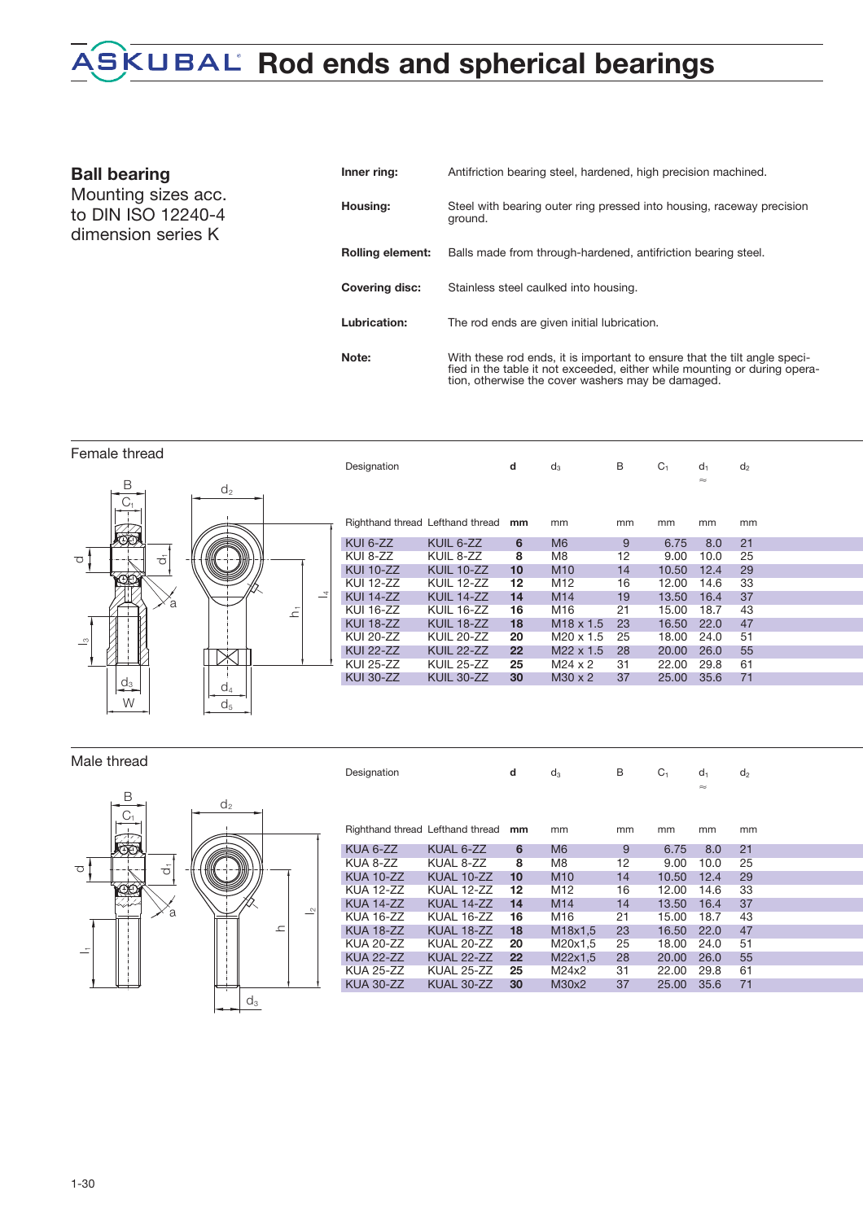# Rod ends and spherical bearings

## Ball bearing

Mounting sizes acc. to DIN ISO 12240-4 dimension series K

**Inner ring:** Antifriction bearing steel, hardened, high precision machined.

**Housing:** Steel with bearing outer ring pressed into housing, raceway precision ground.

**Rolling element:** Balls made from through-hardened, antifriction bearing steel.

**Covering disc:** Stainless steel caulked into housing.

**Lubrication:** The rod ends are given initial lubrication.

**Note:** With these rod ends, it is important to ensure that the tilt angle specified in the table it not exceeded, either while mounting or during operation, otherwise the cover washers may be damaged.

### Female thread

| Designation | | d | $d_3$ | B | $C_1$ | $d_1$ ≈ | $d_2$ |
|---|---|---|---|---|---|---|---|
| Righthand thread | Lefthand thread | mm | mm | mm | mm | mm | mm |
| KUI 6-ZZ | KUIL 6-ZZ | 6 | M6 | 9 | 6.75 | 8.0 | 21 |
| KUI 8-ZZ | KUIL 8-ZZ | 8 | M8 | 12 | 9.00 | 10.0 | 25 |
| KUI 10-ZZ | KUIL 10-ZZ | 10 | M10 | 14 | 10.50 | 12.4 | 29 |
| KUI 12-ZZ | KUIL 12-ZZ | 12 | M12 | 16 | 12.00 | 14.6 | 33 |
| KUI 14-ZZ | KUIL 14-ZZ | 14 | M14 | 19 | 13.50 | 16.4 | 37 |
| KUI 16-ZZ | KUIL 16-ZZ | 16 | M16 | 21 | 15.00 | 18.7 | 43 |
| KUI 18-ZZ | KUIL 18-ZZ | 18 | M18 x 1.5 | 23 | 16.50 | 22.0 | 47 |
| KUI 20-ZZ | KUIL 20-ZZ | 20 | M20 x 1.5 | 25 | 18.00 | 24.0 | 51 |
| KUI 22-ZZ | KUIL 22-ZZ | 22 | M22 x 1.5 | 28 | 20.00 | 26.0 | 55 |
| KUI 25-ZZ | KUIL 25-ZZ | 25 | M24 x 2 | 31 | 22.00 | 29.8 | 61 |
| KUI 30-ZZ | KUIL 30-ZZ | 30 | M30 x 2 | 37 | 25.00 | 35.6 | 71 |

### Male thread

| Designation | | d | $d_3$ | B | $C_1$ | $d_1$ ≈ | $d_2$ |
|---|---|---|---|---|---|---|---|
| Righthand thread | Lefthand thread | mm | mm | mm | mm | mm | mm |
| KUA 6-ZZ | KUAL 6-ZZ | 6 | M6 | 9 | 6.75 | 8.0 | 21 |
| KUA 8-ZZ | KUAL 8-ZZ | 8 | M8 | 12 | 9.00 | 10.0 | 25 |
| KUA 10-ZZ | KUAL 10-ZZ | 10 | M10 | 14 | 10.50 | 12.4 | 29 |
| KUA 12-ZZ | KUAL 12-ZZ | 12 | M12 | 16 | 12.00 | 14.6 | 33 |
| KUA 14-ZZ | KUAL 14-ZZ | 14 | M14 | 14 | 13.50 | 16.4 | 37 |
| KUA 16-ZZ | KUAL 16-ZZ | 16 | M16 | 21 | 15.00 | 18.7 | 43 |
| KUA 18-ZZ | KUAL 18-ZZ | 18 | M18x1,5 | 23 | 16.50 | 22.0 | 47 |
| KUA 20-ZZ | KUAL 20-ZZ | 20 | M20x1,5 | 25 | 18.00 | 24.0 | 51 |
| KUA 22-ZZ | KUAL 22-ZZ | 22 | M22x1,5 | 28 | 20.00 | 26.0 | 55 |
| KUA 25-ZZ | KUAL 25-ZZ | 25 | M24x2 | 31 | 22.00 | 29.8 | 61 |
| KUA 30-ZZ | KUAL 30-ZZ | 30 | M30x2 | 37 | 25.00 | 35.6 | 71 |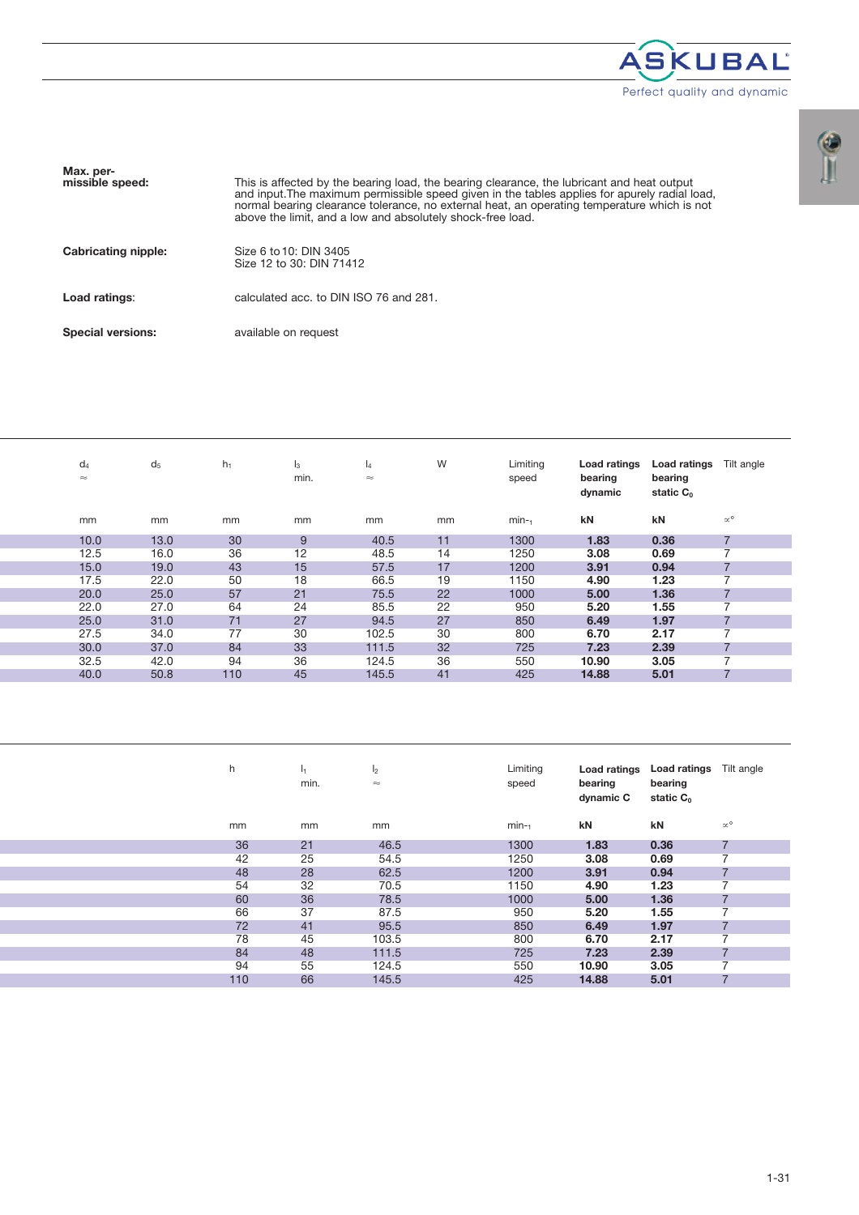**Max. permissible speed:** This is affected by the bearing load, the bearing clearance, the lubricant and heat output and input.The maximum permissible speed given in the tables applies for apurely radial load, normal bearing clearance tolerance, no external heat, an operating temperature which is not above the limit, and a low and absolutely shock-free load.

**Cabricating nipple:** Size 6 to 10: DIN 3405
Size 12 to 30: DIN 71412

**Load ratings**: calculated acc. to DIN ISO 76 and 281.

**Special versions:** available on request

| $d_4$ ≈ | $d_5$ | $h_1$ | $l_3$ min. | $l_4$ ≈ | W | Limiting speed | **Load ratings bearing dynamic** | **Load ratings bearing static $C_0$** | Tilt angle |
|---|---|---|---|---|---|---|---|---|---|
| mm | mm | mm | mm | mm | mm | $min^{-1}$ | **kN** | **kN** | ∝° |
| 10.0 | 13.0 | 30 | 9 | 40.5 | 11 | 1300 | **1.83** | **0.36** | 7 |
| 12.5 | 16.0 | 36 | 12 | 48.5 | 14 | 1250 | **3.08** | **0.69** | 7 |
| 15.0 | 19.0 | 43 | 15 | 57.5 | 17 | 1200 | **3.91** | **0.94** | 7 |
| 17.5 | 22.0 | 50 | 18 | 66.5 | 19 | 1150 | **4.90** | **1.23** | 7 |
| 20.0 | 25.0 | 57 | 21 | 75.5 | 22 | 1000 | **5.00** | **1.36** | 7 |
| 22.0 | 27.0 | 64 | 24 | 85.5 | 22 | 950 | **5.20** | **1.55** | 7 |
| 25.0 | 31.0 | 71 | 27 | 94.5 | 27 | 850 | **6.49** | **1.97** | 7 |
| 27.5 | 34.0 | 77 | 30 | 102.5 | 30 | 800 | **6.70** | **2.17** | 7 |
| 30.0 | 37.0 | 84 | 33 | 111.5 | 32 | 725 | **7.23** | **2.39** | 7 |
| 32.5 | 42.0 | 94 | 36 | 124.5 | 36 | 550 | **10.90** | **3.05** | 7 |
| 40.0 | 50.8 | 110 | 45 | 145.5 | 41 | 425 | **14.88** | **5.01** | 7 |

| h | $l_1$ min. | $l_2$ ≈ | Limiting speed | **Load ratings bearing dynamic C** | **Load ratings bearing static $C_0$** | Tilt angle |
|---|---|---|---|---|---|---|
| mm | mm | mm | $min^{-1}$ | **kN** | **kN** | ∝° |
| 36 | 21 | 46.5 | 1300 | **1.83** | **0.36** | 7 |
| 42 | 25 | 54.5 | 1250 | **3.08** | **0.69** | 7 |
| 48 | 28 | 62.5 | 1200 | **3.91** | **0.94** | 7 |
| 54 | 32 | 70.5 | 1150 | **4.90** | **1.23** | 7 |
| 60 | 36 | 78.5 | 1000 | **5.00** | **1.36** | 7 |
| 66 | 37 | 87.5 | 950 | **5.20** | **1.55** | 7 |
| 72 | 41 | 95.5 | 850 | **6.49** | **1.97** | 7 |
| 78 | 45 | 103.5 | 800 | **6.70** | **2.17** | 7 |
| 84 | 48 | 111.5 | 725 | **7.23** | **2.39** | 7 |
| 94 | 55 | 124.5 | 550 | **10.90** | **3.05** | 7 |
| 110 | 66 | 145.5 | 425 | **14.88** | **5.01** | 7 |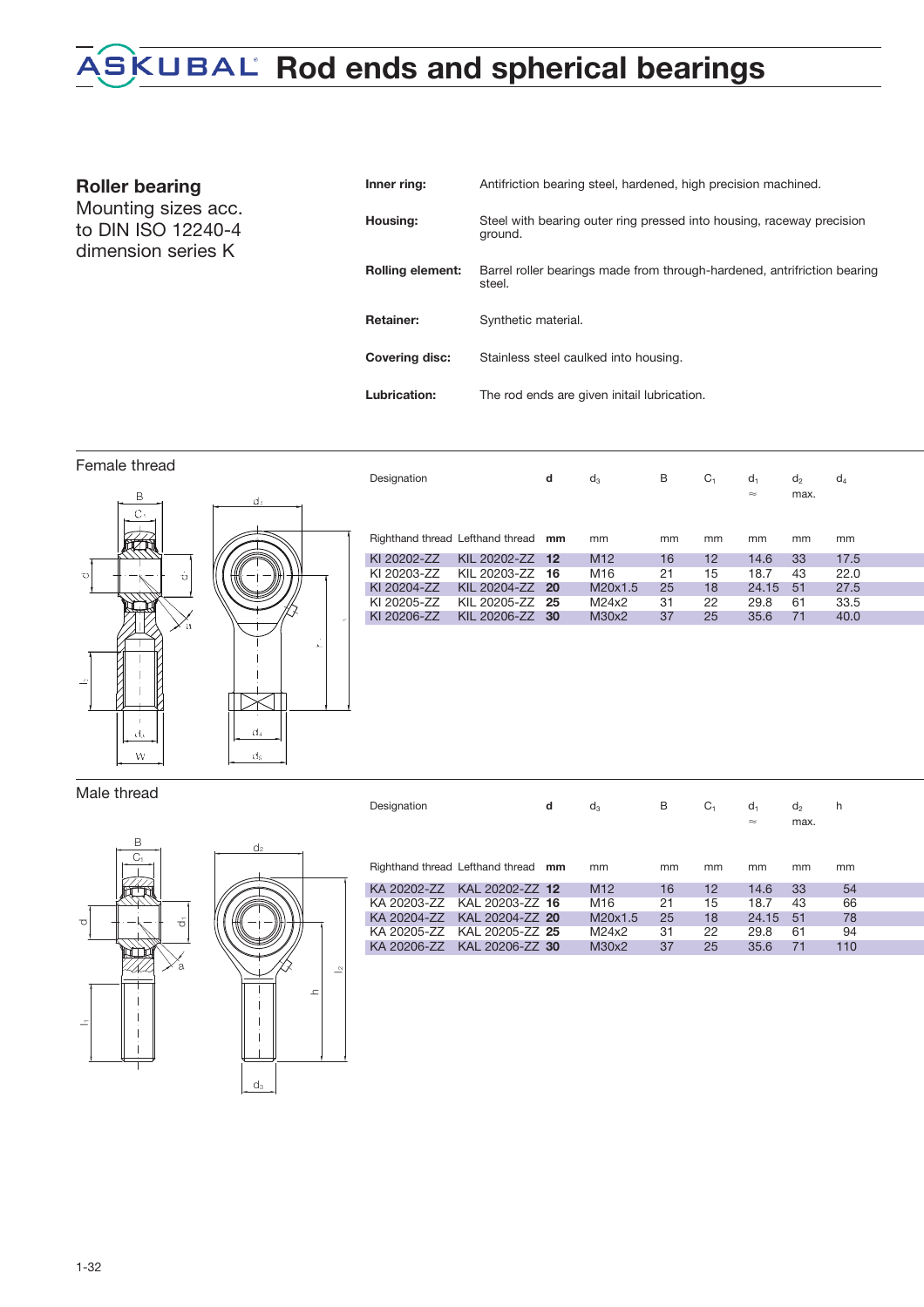# ASKUBAL Rod ends and spherical bearings

**Roller bearing**

Mounting sizes acc. to DIN ISO 12240-4 dimension series K

| | |
|---|---|
| **Inner ring:** | Antifriction bearing steel, hardened, high precision machined. |
| **Housing:** | Steel with bearing outer ring pressed into housing, raceway precision ground. |
| **Rolling element:** | Barrel roller bearings made from through-hardened, antrifriction bearing steel. |
| **Retainer:** | Synthetic material. |
| **Covering disc:** | Stainless steel caulked into housing. |
| **Lubrication:** | The rod ends are given initail lubrication. |

## Female thread

| Designation | | d | $d_3$ | B | $C_1$ | $d_1$ ≈ | $d_2$ max. | $d_4$ |
|---|---|---|---|---|---|---|---|---|
| Righthand thread | Lefthand thread | mm | mm | mm | mm | mm | mm | mm |
| KI 20202-ZZ | KIL 20202-ZZ | **12** | M12 | 16 | 12 | 14.6 | 33 | 17.5 |
| KI 20203-ZZ | KIL 20203-ZZ | **16** | M16 | 21 | 15 | 18.7 | 43 | 22.0 |
| KI 20204-ZZ | KIL 20204-ZZ | **20** | M20x1.5 | 25 | 18 | 24.15 | 51 | 27.5 |
| KI 20205-ZZ | KIL 20205-ZZ | **25** | M24x2 | 31 | 22 | 29.8 | 61 | 33.5 |
| KI 20206-ZZ | KIL 20206-ZZ | **30** | M30x2 | 37 | 25 | 35.6 | 71 | 40.0 |

## Male thread

| Designation | | d | $d_3$ | B | $C_1$ | $d_1$ ≈ | $d_2$ max. | h |
|---|---|---|---|---|---|---|---|---|
| Righthand thread | Lefthand thread | mm | mm | mm | mm | mm | mm | mm |
| KA 20202-ZZ | KAL 20202-ZZ | **12** | M12 | 16 | 12 | 14.6 | 33 | 54 |
| KA 20203-ZZ | KAL 20203-ZZ | **16** | M16 | 21 | 15 | 18.7 | 43 | 66 |
| KA 20204-ZZ | KAL 20204-ZZ | **20** | M20x1.5 | 25 | 18 | 24.15 | 51 | 78 |
| KA 20205-ZZ | KAL 20205-ZZ | **25** | M24x2 | 31 | 22 | 29.8 | 61 | 94 |
| KA 20206-ZZ | KAL 20206-ZZ | **30** | M30x2 | 37 | 25 | 35.6 | 71 | 110 |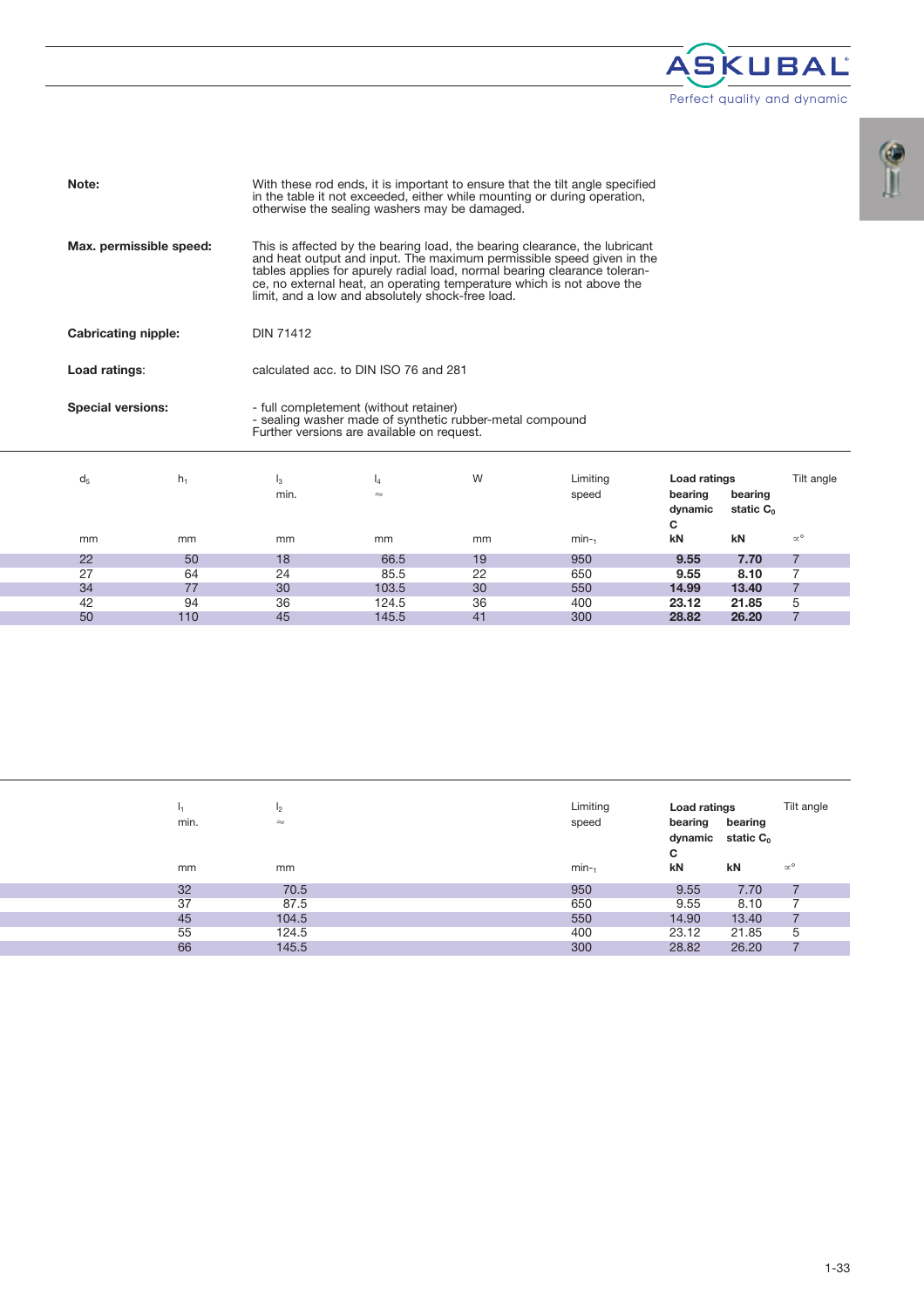**Note:** With these rod ends, it is important to ensure that the tilt angle specified in the table it not exceeded, either while mounting or during operation, otherwise the sealing washers may be damaged.

**Max. permissible speed:** This is affected by the bearing load, the bearing clearance, the lubricant and heat output and input. The maximum permissible speed given in the tables applies for apurely radial load, normal bearing clearance tolerance, no external heat, an operating temperature which is not above the limit, and a low and absolutely shock-free load.

**Cabricating nipple:** DIN 71412

**Load ratings:** calculated acc. to DIN ISO 76 and 281

**Special versions:**
- full completement (without retainer)
- sealing washer made of synthetic rubber-metal compound

Further versions are available on request.

| $d_5$ | $h_1$ | $l_3$ min. | $l_4$ ≈ | W | Limiting speed | Load ratings bearing dynamic C | bearing static $C_0$ | Tilt angle |
|---|---|---|---|---|---|---|---|---|
| mm | mm | mm | mm | mm | $min^{-1}$ | **kN** | **kN** | $\alpha°$ |
| 22 | 50 | 18 | 66.5 | 19 | 950 | **9.55** | **7.70** | 7 |
| 27 | 64 | 24 | 85.5 | 22 | 650 | **9.55** | **8.10** | 7 |
| 34 | 77 | 30 | 103.5 | 30 | 550 | **14.99** | **13.40** | 7 |
| 42 | 94 | 36 | 124.5 | 36 | 400 | **23.12** | **21.85** | 5 |
| 50 | 110 | 45 | 145.5 | 41 | 300 | **28.82** | **26.20** | 7 |

| $l_1$ min. | $l_2$ ≈ | Limiting speed | Load ratings bearing dynamic C | bearing static $C_0$ | Tilt angle |
|---|---|---|---|---|---|
| mm | mm | $min^{-1}$ | **kN** | **kN** | $\alpha°$ |
| 32 | 70.5 | 950 | 9.55 | 7.70 | 7 |
| 37 | 87.5 | 650 | 9.55 | 8.10 | 7 |
| 45 | 104.5 | 550 | 14.90 | 13.40 | 7 |
| 55 | 124.5 | 400 | 23.12 | 21.85 | 5 |
| 66 | 145.5 | 300 | 28.82 | 26.20 | 7 |